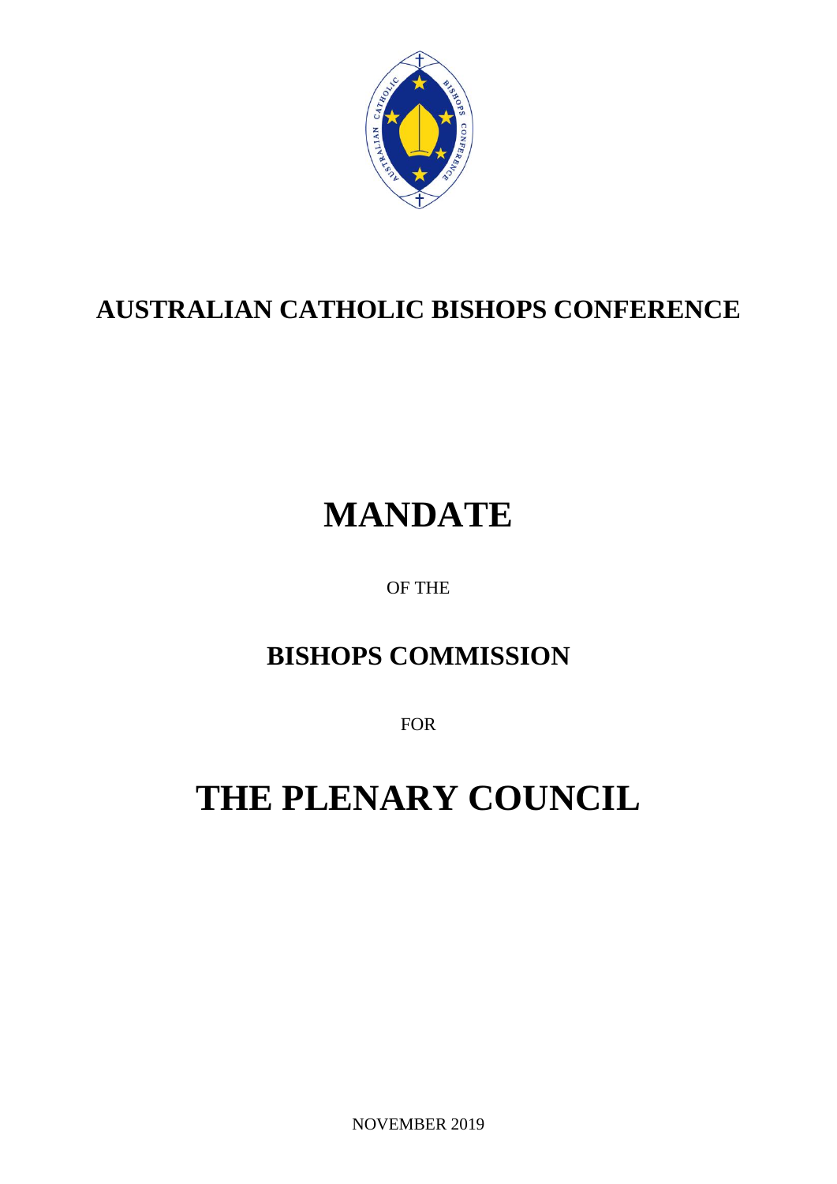# AUSTRALIAN CATHOLIC BISHOPS CONFERENCE

# MANDATE

OF THE

## BISHOPS COMMISSION

FOR

# THE PLENARY COUNCIL

NOVEMBER 2019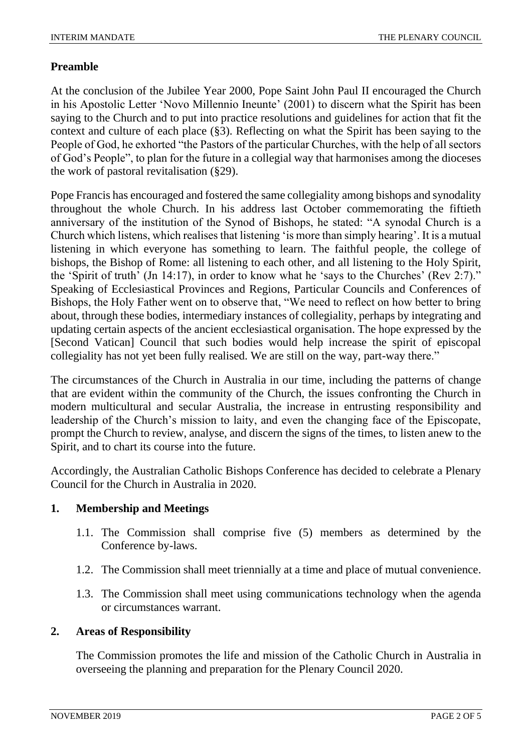## Preamble

At the conclusion of the Jubilee Year 2000, Pope Saint John Paul II encouraged the Church in his Apostolic Letter 'Novo Millennio Ineunte' (2001) to discern what the Spirit has been saying to the Church and to put into practice resolutions and guidelines for action that fit the context and culture of each place (§3). Reflecting on what the Spirit has been saying to the People of God, he exhorted "the Pastors of the particular Churches, with the help of all sectors of God's People", to plan for the future in a collegial way that harmonises among the dioceses the work of pastoral revitalisation (§29).

Pope Francis has encouraged and fostered the same collegiality among bishops and synodality throughout the whole Church. In his address last October commemorating the fiftieth anniversary of the institution of the Synod of Bishops, he stated: "A synodal Church is a Church which listens, which realises that listening 'is more than simply hearing'. It is a mutual listening in which everyone has something to learn. The faithful people, the college of bishops, the Bishop of Rome: all listening to each other, and all listening to the Holy Spirit, the 'Spirit of truth' (Jn 14:17), in order to know what he 'says to the Churches' (Rev 2:7)." Speaking of Ecclesiastical Provinces and Regions, Particular Councils and Conferences of Bishops, the Holy Father went on to observe that, "We need to reflect on how better to bring about, through these bodies, intermediary instances of collegiality, perhaps by integrating and updating certain aspects of the ancient ecclesiastical organisation. The hope expressed by the [Second Vatican] Council that such bodies would help increase the spirit of episcopal collegiality has not yet been fully realised. We are still on the way, part-way there."

The circumstances of the Church in Australia in our time, including the patterns of change that are evident within the community of the Church, the issues confronting the Church in modern multicultural and secular Australia, the increase in entrusting responsibility and leadership of the Church's mission to laity, and even the changing face of the Episcopate, prompt the Church to review, analyse, and discern the signs of the times, to listen anew to the Spirit, and to chart its course into the future.

Accordingly, the Australian Catholic Bishops Conference has decided to celebrate a Plenary Council for the Church in Australia in 2020.

## 1. Membership and Meetings

1.1. The Commission shall comprise five (5) members as determined by the Conference by-laws.

1.2. The Commission shall meet triennially at a time and place of mutual convenience.

1.3. The Commission shall meet using communications technology when the agenda or circumstances warrant.

## 2. Areas of Responsibility

The Commission promotes the life and mission of the Catholic Church in Australia in overseeing the planning and preparation for the Plenary Council 2020.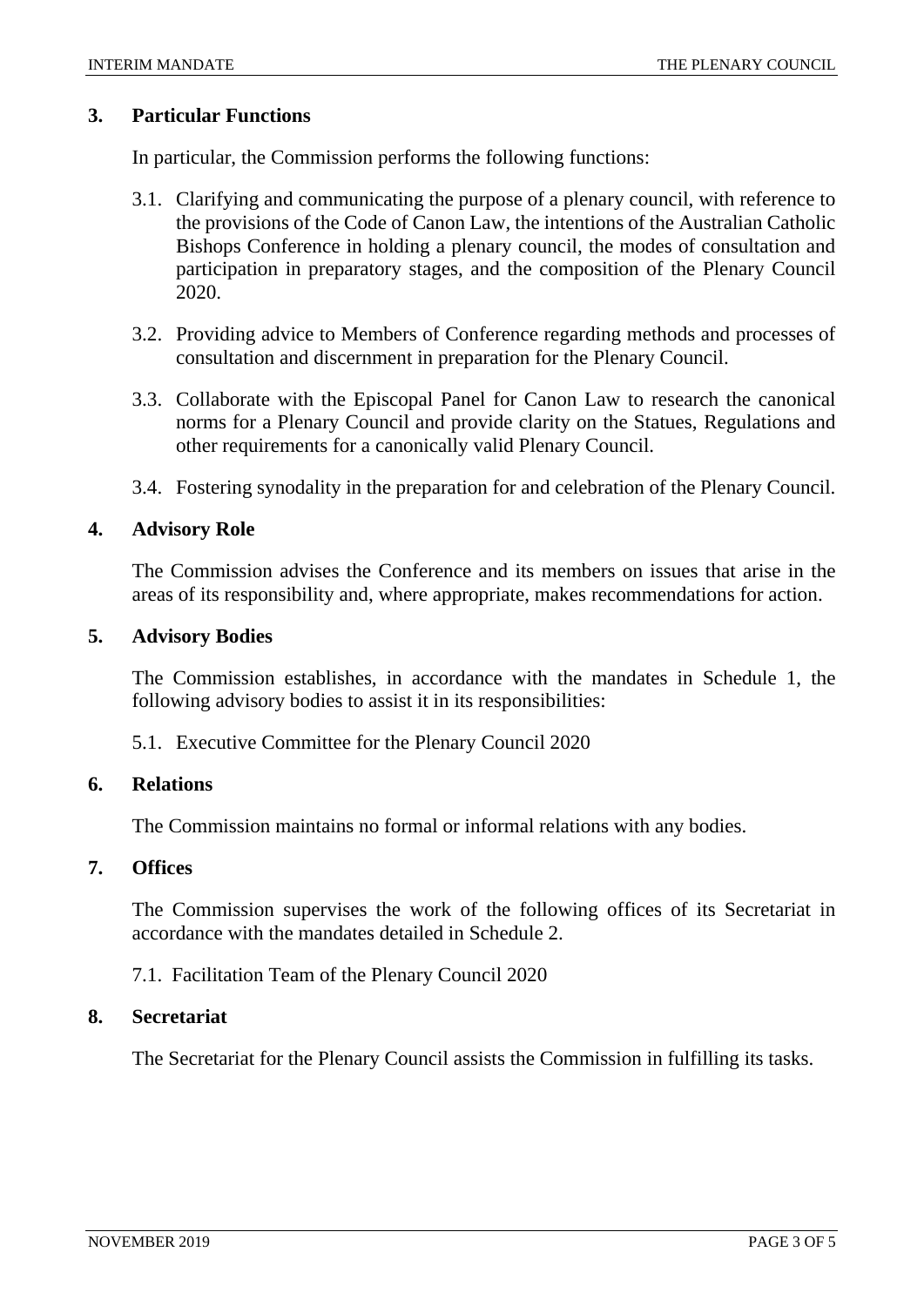## 3. Particular Functions

In particular, the Commission performs the following functions:

3.1. Clarifying and communicating the purpose of a plenary council, with reference to the provisions of the Code of Canon Law, the intentions of the Australian Catholic Bishops Conference in holding a plenary council, the modes of consultation and participation in preparatory stages, and the composition of the Plenary Council 2020.

3.2. Providing advice to Members of Conference regarding methods and processes of consultation and discernment in preparation for the Plenary Council.

3.3. Collaborate with the Episcopal Panel for Canon Law to research the canonical norms for a Plenary Council and provide clarity on the Statues, Regulations and other requirements for a canonically valid Plenary Council.

3.4. Fostering synodality in the preparation for and celebration of the Plenary Council.

## 4. Advisory Role

The Commission advises the Conference and its members on issues that arise in the areas of its responsibility and, where appropriate, makes recommendations for action.

## 5. Advisory Bodies

The Commission establishes, in accordance with the mandates in Schedule 1, the following advisory bodies to assist it in its responsibilities:

5.1. Executive Committee for the Plenary Council 2020

## 6. Relations

The Commission maintains no formal or informal relations with any bodies.

## 7. Offices

The Commission supervises the work of the following offices of its Secretariat in accordance with the mandates detailed in Schedule 2.

7.1. Facilitation Team of the Plenary Council 2020

## 8. Secretariat

The Secretariat for the Plenary Council assists the Commission in fulfilling its tasks.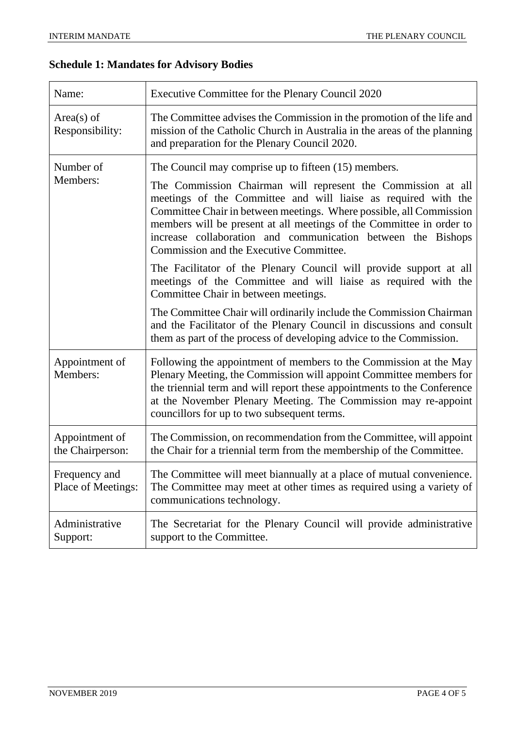## Schedule 1: Mandates for Advisory Bodies

| | |
|---|---|
| Name: | Executive Committee for the Plenary Council 2020 |
| Area(s) of Responsibility: | The Committee advises the Commission in the promotion of the life and mission of the Catholic Church in Australia in the areas of the planning and preparation for the Plenary Council 2020. |
| Number of Members: | The Council may comprise up to fifteen (15) members.<br><br>The Commission Chairman will represent the Commission at all meetings of the Committee and will liaise as required with the Committee Chair in between meetings. Where possible, all Commission members will be present at all meetings of the Committee in order to increase collaboration and communication between the Bishops Commission and the Executive Committee.<br><br>The Facilitator of the Plenary Council will provide support at all meetings of the Committee and will liaise as required with the Committee Chair in between meetings.<br><br>The Committee Chair will ordinarily include the Commission Chairman and the Facilitator of the Plenary Council in discussions and consult them as part of the process of developing advice to the Commission. |
| Appointment of Members: | Following the appointment of members to the Commission at the May Plenary Meeting, the Commission will appoint Committee members for the triennial term and will report these appointments to the Conference at the November Plenary Meeting. The Commission may re-appoint councillors for up to two subsequent terms. |
| Appointment of the Chairperson: | The Commission, on recommendation from the Committee, will appoint the Chair for a triennial term from the membership of the Committee. |
| Frequency and Place of Meetings: | The Committee will meet biannually at a place of mutual convenience. The Committee may meet at other times as required using a variety of communications technology. |
| Administrative Support: | The Secretariat for the Plenary Council will provide administrative support to the Committee. |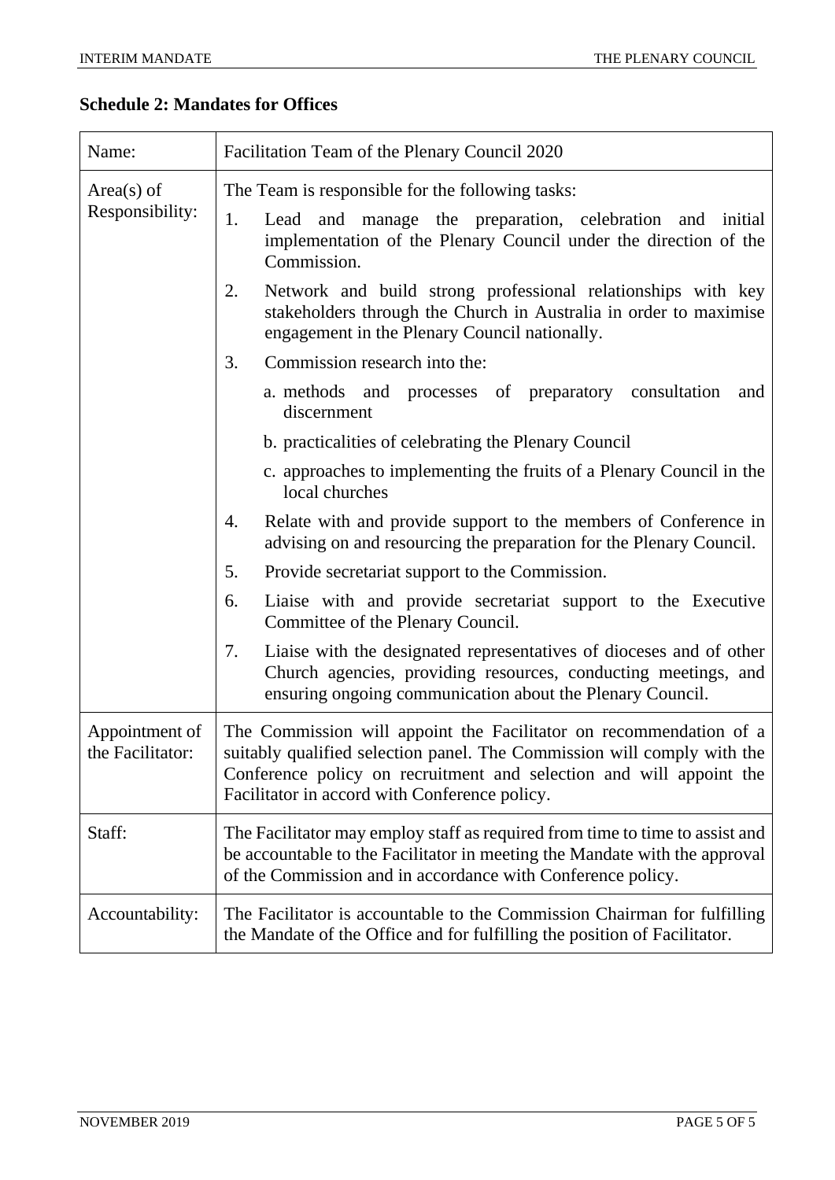**Schedule 2: Mandates for Offices**

| | |
|---|---|
| Name: | Facilitation Team of the Plenary Council 2020 |
| Area(s) of Responsibility: | The Team is responsible for the following tasks:<br>1. Lead and manage the preparation, celebration and initial implementation of the Plenary Council under the direction of the Commission.<br>2. Network and build strong professional relationships with key stakeholders through the Church in Australia in order to maximise engagement in the Plenary Council nationally.<br>3. Commission research into the:<br>a. methods and processes of preparatory consultation and discernment<br>b. practicalities of celebrating the Plenary Council<br>c. approaches to implementing the fruits of a Plenary Council in the local churches<br>4. Relate with and provide support to the members of Conference in advising on and resourcing the preparation for the Plenary Council.<br>5. Provide secretariat support to the Commission.<br>6. Liaise with and provide secretariat support to the Executive Committee of the Plenary Council.<br>7. Liaise with the designated representatives of dioceses and of other Church agencies, providing resources, conducting meetings, and ensuring ongoing communication about the Plenary Council. |
| Appointment of the Facilitator: | The Commission will appoint the Facilitator on recommendation of a suitably qualified selection panel. The Commission will comply with the Conference policy on recruitment and selection and will appoint the Facilitator in accord with Conference policy. |
| Staff: | The Facilitator may employ staff as required from time to time to assist and be accountable to the Facilitator in meeting the Mandate with the approval of the Commission and in accordance with Conference policy. |
| Accountability: | The Facilitator is accountable to the Commission Chairman for fulfilling the Mandate of the Office and for fulfilling the position of Facilitator. |